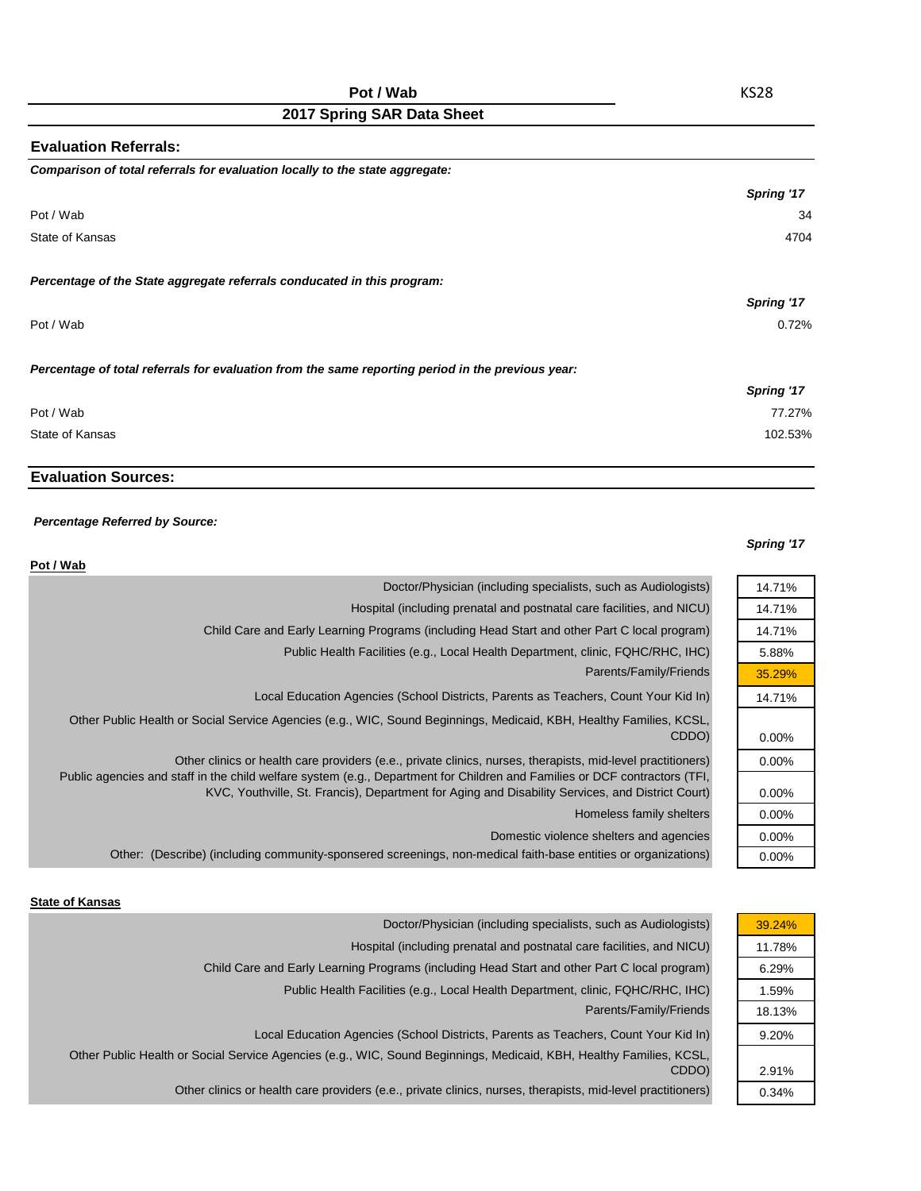# Pot / Wab

KS28

## 2017 Spring SAR Data Sheet

### Evaluation Referrals:

***Comparison of total referrals for evaluation locally to the state aggregate:***

| | Spring '17 |
|---|---|
| Pot / Wab | 34 |
| State of Kansas | 4704 |

***Percentage of the State aggregate referrals conducated in this program:***

| | Spring '17 |
|---|---|
| Pot / Wab | 0.72% |

***Percentage of total referrals for evaluation from the same reporting period in the previous year:***

| | Spring '17 |
|---|---|
| Pot / Wab | 77.27% |
| State of Kansas | 102.53% |

### Evaluation Sources:

***Percentage Referred by Source:***

**Pot / Wab**

| | Spring '17 |
|---|---|
| Doctor/Physician (including specialists, such as Audiologists) | 14.71% |
| Hospital (including prenatal and postnatal care facilities, and NICU) | 14.71% |
| Child Care and Early Learning Programs (including Head Start and other Part C local program) | 14.71% |
| Public Health Facilities (e.g., Local Health Department, clinic, FQHC/RHC, IHC) | 5.88% |
| Parents/Family/Friends | 35.29% |
| Local Education Agencies (School Districts, Parents as Teachers, Count Your Kid In) | 14.71% |
| Other Public Health or Social Service Agencies (e.g., WIC, Sound Beginnings, Medicaid, KBH, Healthy Families, KCSL, CDDO) | 0.00% |
| Other clinics or health care providers (e.e., private clinics, nurses, therapists, mid-level practitioners) | 0.00% |
| Public agencies and staff in the child welfare system (e.g., Department for Children and Families or DCF contractors (TFI, KVC, Youthville, St. Francis), Department for Aging and Disability Services, and District Court) | 0.00% |
| Homeless family shelters | 0.00% |
| Domestic violence shelters and agencies | 0.00% |
| Other: (Describe) (including community-sponsered screenings, non-medical faith-base entities or organizations) | 0.00% |

**State of Kansas**

| | Spring '17 |
|---|---|
| Doctor/Physician (including specialists, such as Audiologists) | 39.24% |
| Hospital (including prenatal and postnatal care facilities, and NICU) | 11.78% |
| Child Care and Early Learning Programs (including Head Start and other Part C local program) | 6.29% |
| Public Health Facilities (e.g., Local Health Department, clinic, FQHC/RHC, IHC) | 1.59% |
| Parents/Family/Friends | 18.13% |
| Local Education Agencies (School Districts, Parents as Teachers, Count Your Kid In) | 9.20% |
| Other Public Health or Social Service Agencies (e.g., WIC, Sound Beginnings, Medicaid, KBH, Healthy Families, KCSL, CDDO) | 2.91% |
| Other clinics or health care providers (e.e., private clinics, nurses, therapists, mid-level practitioners) | 0.34% |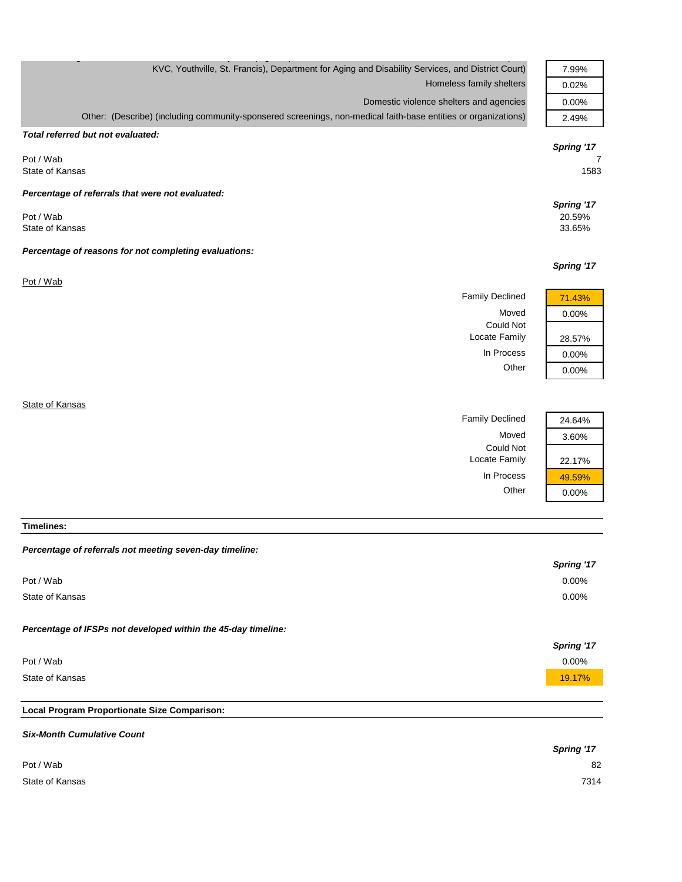| | |
|---|---|
| KVC, Youthville, St. Francis), Department for Aging and Disability Services, and District Court) | 7.99% |
| Homeless family shelters | 0.02% |
| Domestic violence shelters and agencies | 0.00% |
| Other: (Describe) (including community-sponsered screenings, non-medical faith-base entities or organizations) | 2.49% |

***Total referred but not evaluated:***

| | *Spring '17* |
|---|---|
| Pot / Wab | 7 |
| State of Kansas | 1583 |

***Percentage of referrals that were not evaluated:***

| | *Spring '17* |
|---|---|
| Pot / Wab | 20.59% |
| State of Kansas | 33.65% |

***Percentage of reasons for not completing evaluations:***

Pot / Wab

| | *Spring '17* |
|---|---|
| Family Declined | 71.43% |
| Moved | 0.00% |
| Could Not Locate Family | 28.57% |
| In Process | 0.00% |
| Other | 0.00% |

State of Kansas

| | *Spring '17* |
|---|---|
| Family Declined | 24.64% |
| Moved | 3.60% |
| Could Not Locate Family | 22.17% |
| In Process | 49.59% |
| Other | 0.00% |

**Timelines:**

***Percentage of referrals not meeting seven-day timeline:***

| | *Spring '17* |
|---|---|
| Pot / Wab | 0.00% |
| State of Kansas | 0.00% |

***Percentage of IFSPs not developed within the 45-day timeline:***

| | *Spring '17* |
|---|---|
| Pot / Wab | 0.00% |
| State of Kansas | 19.17% |

**Local Program Proportionate Size Comparison:**

***Six-Month Cumulative Count***

| | *Spring '17* |
|---|---|
| Pot / Wab | 82 |
| State of Kansas | 7314 |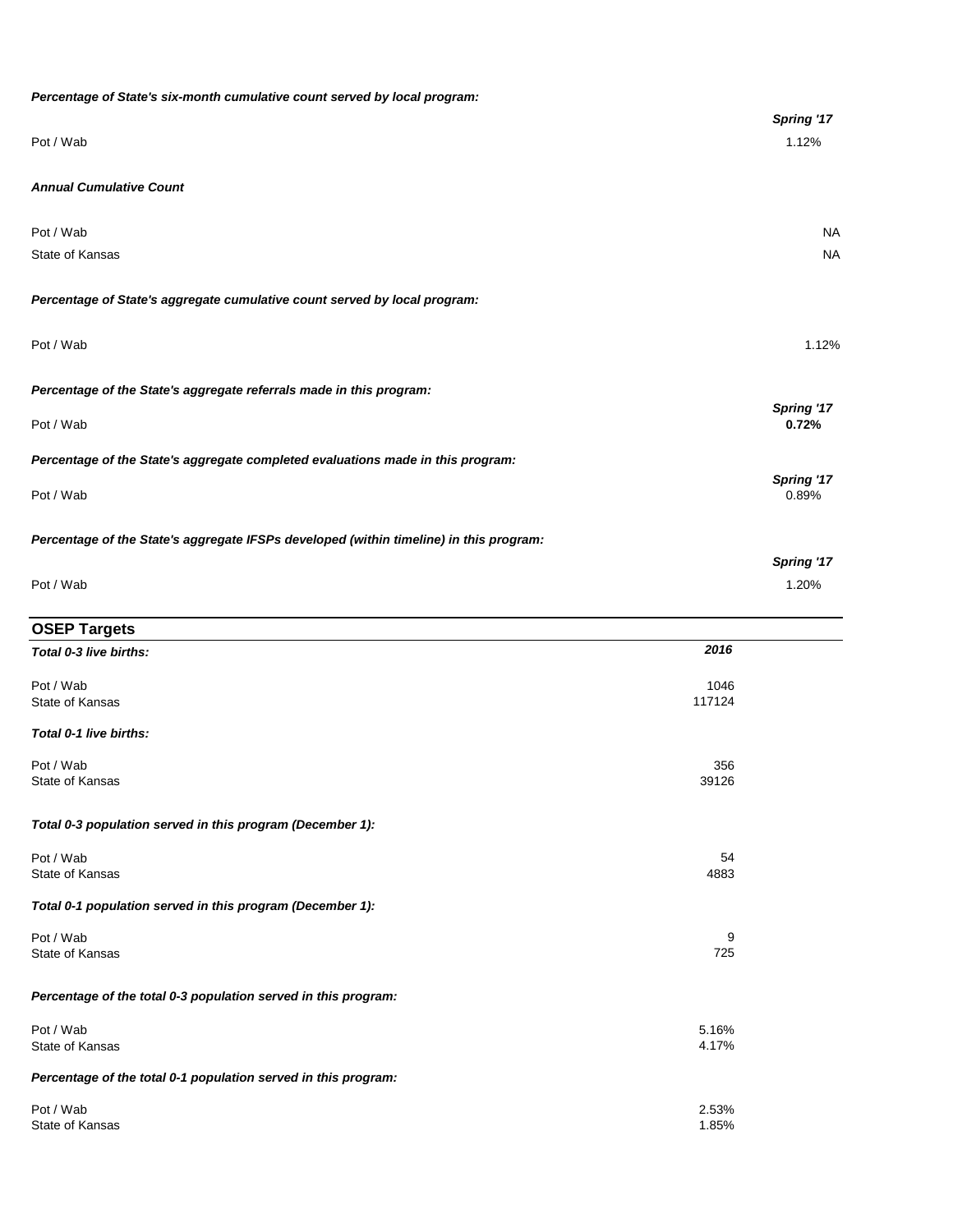***Percentage of State's six-month cumulative count served by local program:***

| | Spring '17 |
|---|---|
| Pot / Wab | 1.12% |

***Annual Cumulative Count***

| | |
|---|---|
| Pot / Wab | NA |
| State of Kansas | NA |

***Percentage of State's aggregate cumulative count served by local program:***

| | |
|---|---|
| Pot / Wab | 1.12% |

***Percentage of the State's aggregate referrals made in this program:***

| | Spring '17 |
|---|---|
| Pot / Wab | **0.72%** |

***Percentage of the State's aggregate completed evaluations made in this program:***

| | Spring '17 |
|---|---|
| Pot / Wab | 0.89% |

***Percentage of the State's aggregate IFSPs developed (within timeline) in this program:***

| | Spring '17 |
|---|---|
| Pot / Wab | 1.20% |

## OSEP Targets

***Total 0-3 live births:***

| | 2016 |
|---|---|
| Pot / Wab | 1046 |
| State of Kansas | 117124 |

***Total 0-1 live births:***

| | |
|---|---|
| Pot / Wab | 356 |
| State of Kansas | 39126 |

***Total 0-3 population served in this program (December 1):***

| | |
|---|---|
| Pot / Wab | 54 |
| State of Kansas | 4883 |

***Total 0-1 population served in this program (December 1):***

| | |
|---|---|
| Pot / Wab | 9 |
| State of Kansas | 725 |

***Percentage of the total 0-3 population served in this program:***

| | |
|---|---|
| Pot / Wab | 5.16% |
| State of Kansas | 4.17% |

***Percentage of the total 0-1 population served in this program:***

| | |
|---|---|
| Pot / Wab | 2.53% |
| State of Kansas | 1.85% |